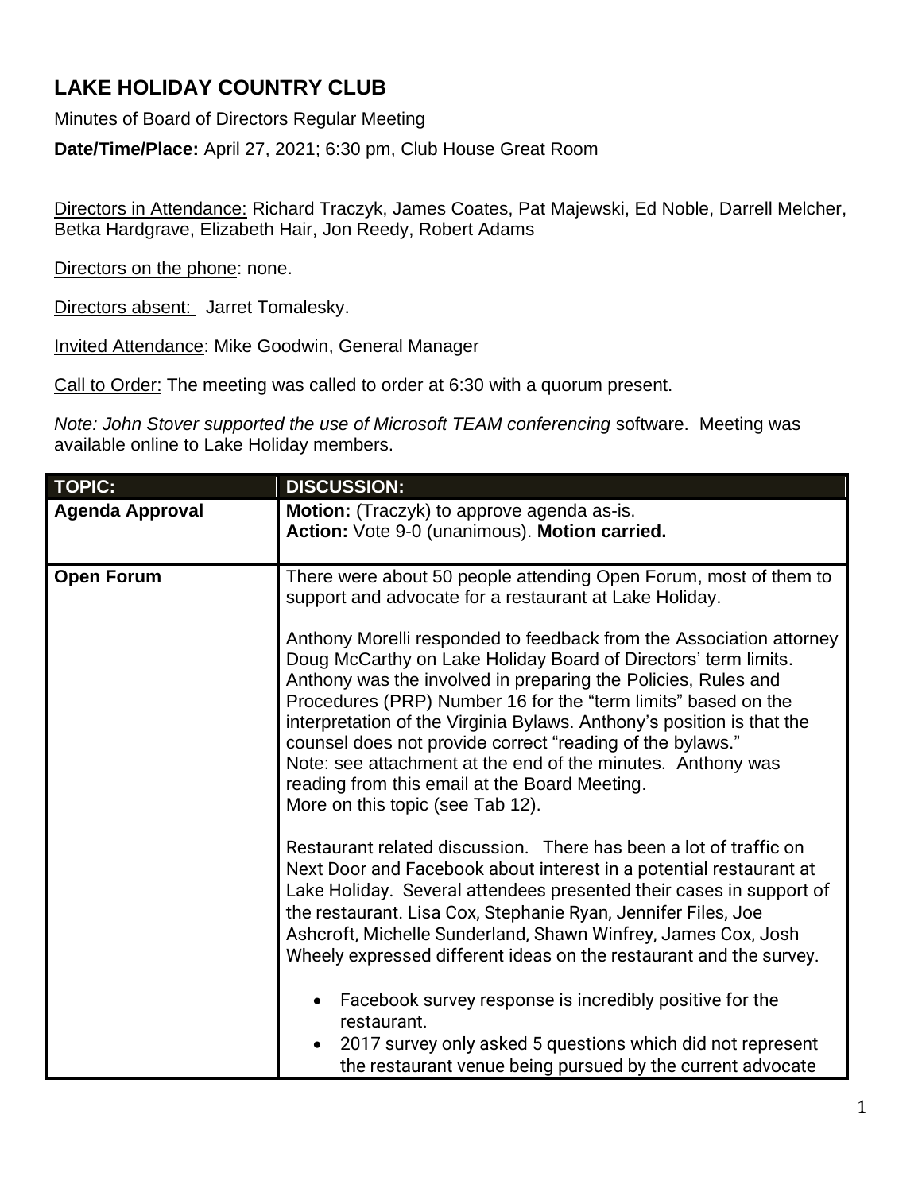# LAKE HOLIDAY COUNTRY CLUB

Minutes of Board of Directors Regular Meeting

**Date/Time/Place:** April 27, 2021; 6:30 pm, Club House Great Room

Directors in Attendance: Richard Traczyk, James Coates, Pat Majewski, Ed Noble, Darrell Melcher, Betka Hardgrave, Elizabeth Hair, Jon Reedy, Robert Adams

Directors on the phone: none.

Directors absent: Jarret Tomalesky.

Invited Attendance: Mike Goodwin, General Manager

Call to Order: The meeting was called to order at 6:30 with a quorum present.

*Note: John Stover supported the use of Microsoft TEAM conferencing* software. Meeting was available online to Lake Holiday members.

| TOPIC: | DISCUSSION: |
|---|---|
| **Agenda Approval** | **Motion:** (Traczyk) to approve agenda as-is.<br>**Action:** Vote 9-0 (unanimous). **Motion carried.** |
| **Open Forum** | There were about 50 people attending Open Forum, most of them to support and advocate for a restaurant at Lake Holiday.<br><br>Anthony Morelli responded to feedback from the Association attorney Doug McCarthy on Lake Holiday Board of Directors' term limits. Anthony was the involved in preparing the Policies, Rules and Procedures (PRP) Number 16 for the "term limits" based on the interpretation of the Virginia Bylaws. Anthony's position is that the counsel does not provide correct "reading of the bylaws."<br>Note: see attachment at the end of the minutes. Anthony was reading from this email at the Board Meeting.<br>More on this topic (see Tab 12).<br><br>Restaurant related discussion. There has been a lot of traffic on Next Door and Facebook about interest in a potential restaurant at Lake Holiday. Several attendees presented their cases in support of the restaurant. Lisa Cox, Stephanie Ryan, Jennifer Files, Joe Ashcroft, Michelle Sunderland, Shawn Winfrey, James Cox, Josh Wheely expressed different ideas on the restaurant and the survey.<br><br>• Facebook survey response is incredibly positive for the restaurant.<br>• 2017 survey only asked 5 questions which did not represent the restaurant venue being pursued by the current advocate |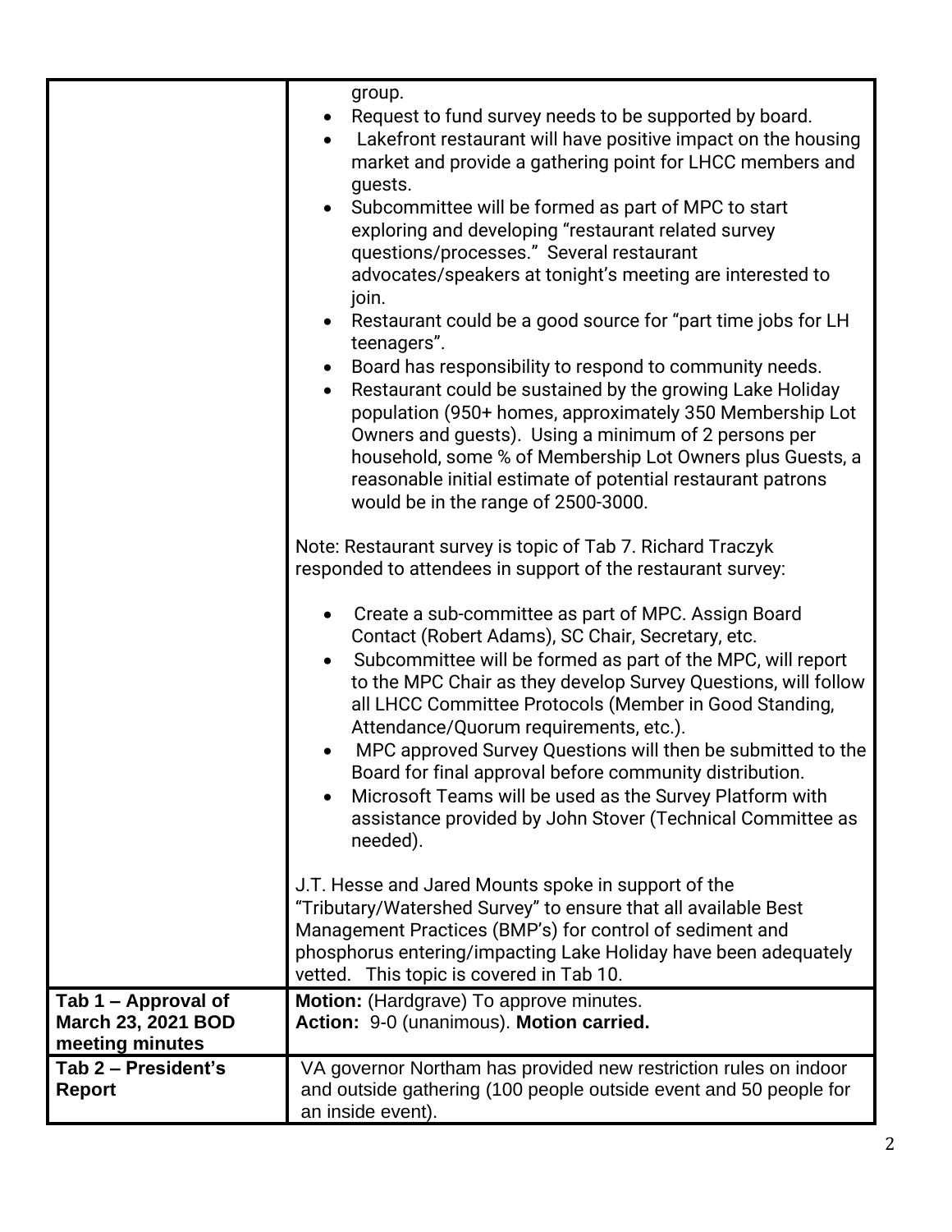| | |
|---|---|
| | group.<br>• Request to fund survey needs to be supported by board.<br>• Lakefront restaurant will have positive impact on the housing market and provide a gathering point for LHCC members and guests.<br>• Subcommittee will be formed as part of MPC to start exploring and developing "restaurant related survey questions/processes." Several restaurant advocates/speakers at tonight's meeting are interested to join.<br>• Restaurant could be a good source for "part time jobs for LH teenagers".<br>• Board has responsibility to respond to community needs.<br>• Restaurant could be sustained by the growing Lake Holiday population (950+ homes, approximately 350 Membership Lot Owners and guests). Using a minimum of 2 persons per household, some % of Membership Lot Owners plus Guests, a reasonable initial estimate of potential restaurant patrons would be in the range of 2500-3000.<br><br>Note: Restaurant survey is topic of Tab 7. Richard Traczyk responded to attendees in support of the restaurant survey:<br><br>• Create a sub-committee as part of MPC. Assign Board Contact (Robert Adams), SC Chair, Secretary, etc.<br>• Subcommittee will be formed as part of the MPC, will report to the MPC Chair as they develop Survey Questions, will follow all LHCC Committee Protocols (Member in Good Standing, Attendance/Quorum requirements, etc.).<br>• MPC approved Survey Questions will then be submitted to the Board for final approval before community distribution.<br>• Microsoft Teams will be used as the Survey Platform with assistance provided by John Stover (Technical Committee as needed).<br><br>J.T. Hesse and Jared Mounts spoke in support of the "Tributary/Watershed Survey" to ensure that all available Best Management Practices (BMP's) for control of sediment and phosphorus entering/impacting Lake Holiday have been adequately vetted. This topic is covered in Tab 10. |
| **Tab 1 – Approval of March 23, 2021 BOD meeting minutes** | **Motion:** (Hardgrave) To approve minutes.<br>**Action:** 9-0 (unanimous). **Motion carried.** |
| **Tab 2 – President's Report** | VA governor Northam has provided new restriction rules on indoor and outside gathering (100 people outside event and 50 people for an inside event). |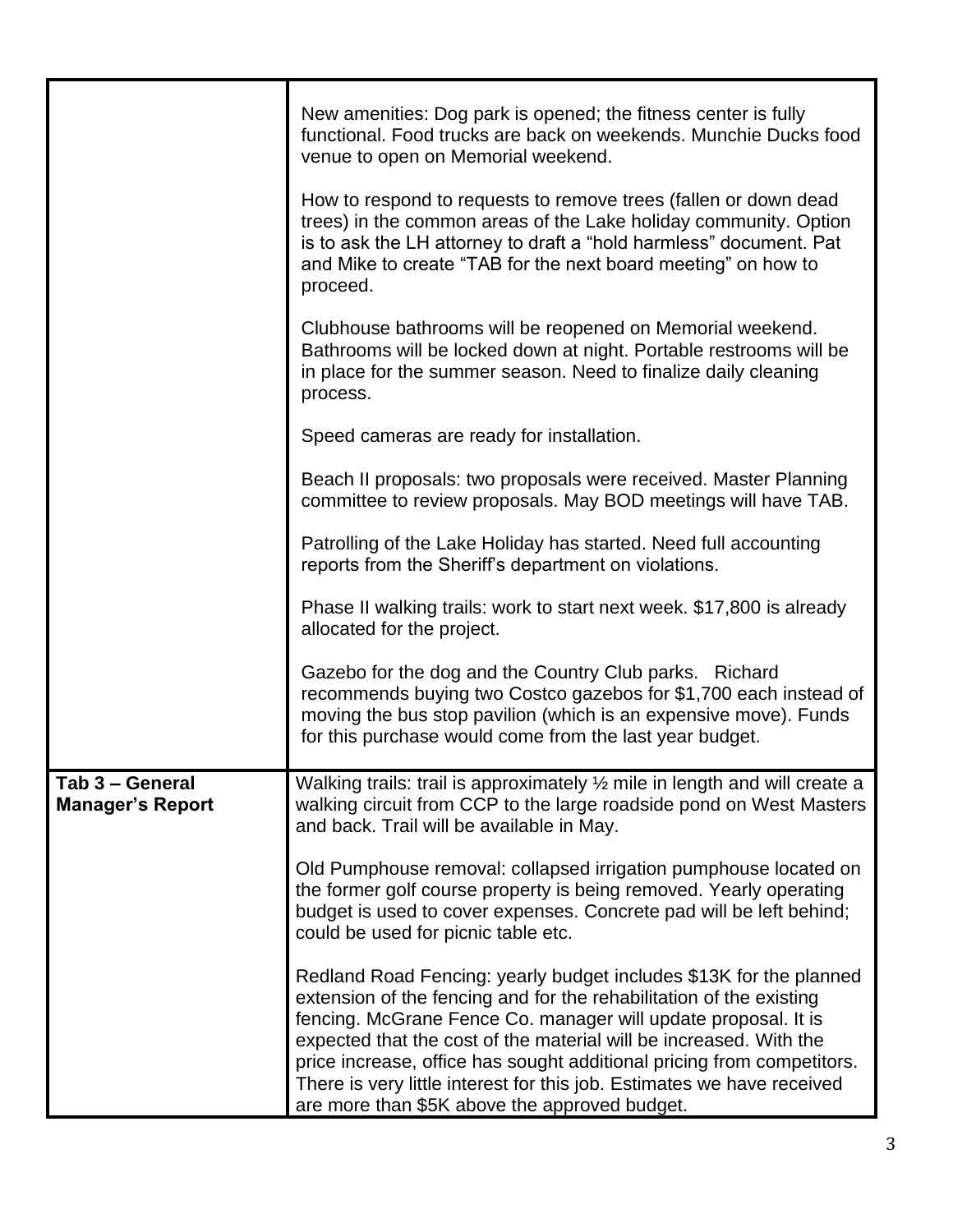| | |
|---|---|
| | New amenities: Dog park is opened; the fitness center is fully functional. Food trucks are back on weekends. Munchie Ducks food venue to open on Memorial weekend.<br><br>How to respond to requests to remove trees (fallen or down dead trees) in the common areas of the Lake holiday community. Option is to ask the LH attorney to draft a "hold harmless" document. Pat and Mike to create "TAB for the next board meeting" on how to proceed.<br><br>Clubhouse bathrooms will be reopened on Memorial weekend. Bathrooms will be locked down at night. Portable restrooms will be in place for the summer season. Need to finalize daily cleaning process.<br><br>Speed cameras are ready for installation.<br><br>Beach II proposals: two proposals were received. Master Planning committee to review proposals. May BOD meetings will have TAB.<br><br>Patrolling of the Lake Holiday has started. Need full accounting reports from the Sheriff's department on violations.<br><br>Phase II walking trails: work to start next week. $17,800 is already allocated for the project.<br><br>Gazebo for the dog and the Country Club parks. Richard recommends buying two Costco gazebos for $1,700 each instead of moving the bus stop pavilion (which is an expensive move). Funds for this purchase would come from the last year budget. |
| **Tab 3 – General Manager's Report** | Walking trails: trail is approximately ½ mile in length and will create a walking circuit from CCP to the large roadside pond on West Masters and back. Trail will be available in May.<br><br>Old Pumphouse removal: collapsed irrigation pumphouse located on the former golf course property is being removed. Yearly operating budget is used to cover expenses. Concrete pad will be left behind; could be used for picnic table etc.<br><br>Redland Road Fencing: yearly budget includes $13K for the planned extension of the fencing and for the rehabilitation of the existing fencing. McGrane Fence Co. manager will update proposal. It is expected that the cost of the material will be increased. With the price increase, office has sought additional pricing from competitors. There is very little interest for this job. Estimates we have received are more than $5K above the approved budget. |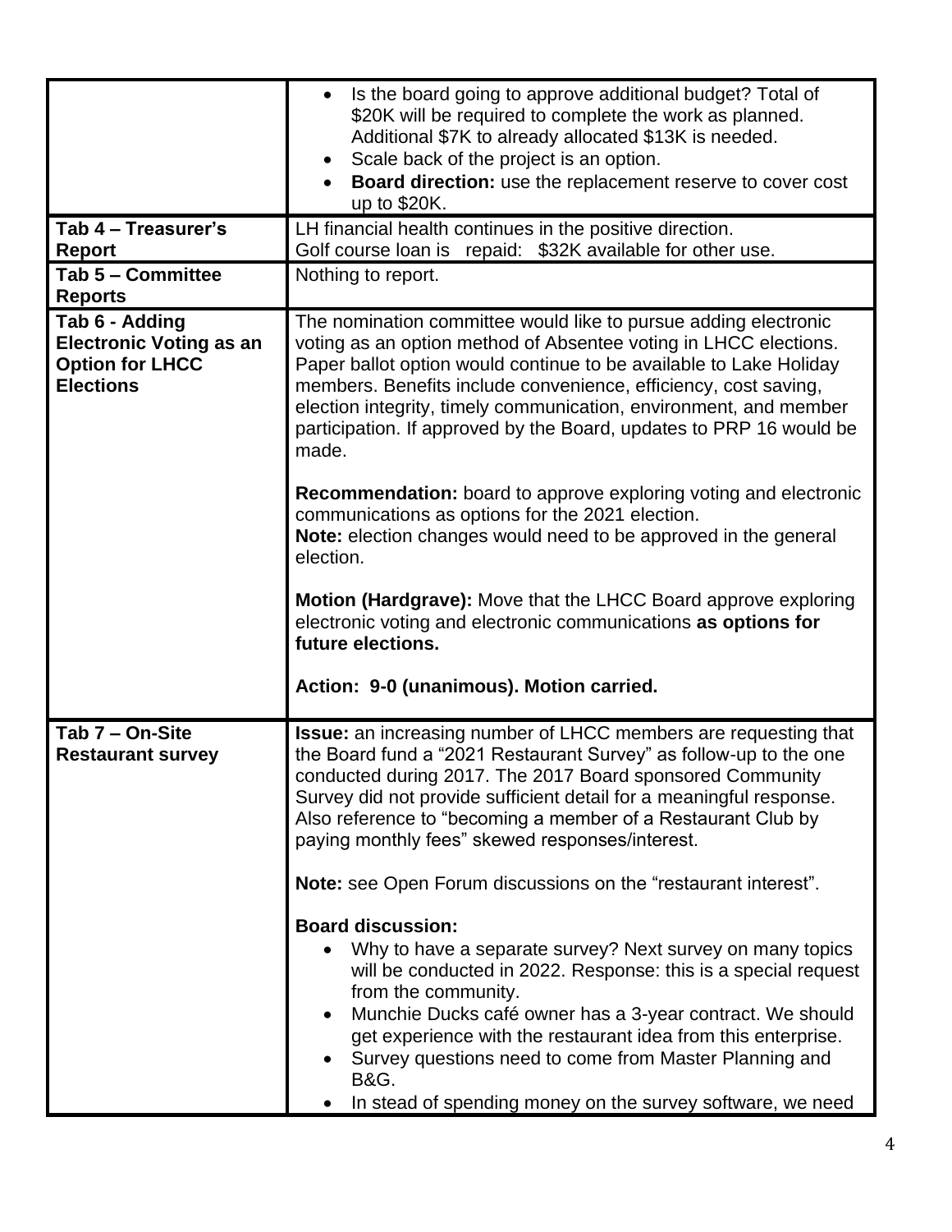| | |
|---|---|
| | • Is the board going to approve additional budget? Total of \$20K will be required to complete the work as planned. Additional \$7K to already allocated \$13K is needed.<br>• Scale back of the project is an option.<br>• **Board direction:** use the replacement reserve to cover cost up to \$20K. |
| **Tab 4 – Treasurer's Report** | LH financial health continues in the positive direction.<br>Golf course loan is repaid: \$32K available for other use. |
| **Tab 5 – Committee Reports** | Nothing to report. |
| **Tab 6 - Adding Electronic Voting as an Option for LHCC Elections** | The nomination committee would like to pursue adding electronic voting as an option method of Absentee voting in LHCC elections. Paper ballot option would continue to be available to Lake Holiday members. Benefits include convenience, efficiency, cost saving, election integrity, timely communication, environment, and member participation. If approved by the Board, updates to PRP 16 would be made.<br><br>**Recommendation:** board to approve exploring voting and electronic communications as options for the 2021 election.<br>**Note:** election changes would need to be approved in the general election.<br><br>**Motion (Hardgrave):** Move that the LHCC Board approve exploring electronic voting and electronic communications **as options for future elections.**<br><br>**Action: 9-0 (unanimous). Motion carried.** |
| **Tab 7 – On-Site Restaurant survey** | **Issue:** an increasing number of LHCC members are requesting that the Board fund a "2021 Restaurant Survey" as follow-up to the one conducted during 2017. The 2017 Board sponsored Community Survey did not provide sufficient detail for a meaningful response. Also reference to "becoming a member of a Restaurant Club by paying monthly fees" skewed responses/interest.<br><br>**Note:** see Open Forum discussions on the "restaurant interest".<br><br>**Board discussion:**<br>• Why to have a separate survey? Next survey on many topics will be conducted in 2022. Response: this is a special request from the community.<br>• Munchie Ducks café owner has a 3-year contract. We should get experience with the restaurant idea from this enterprise.<br>• Survey questions need to come from Master Planning and B&G.<br>• In stead of spending money on the survey software, we need |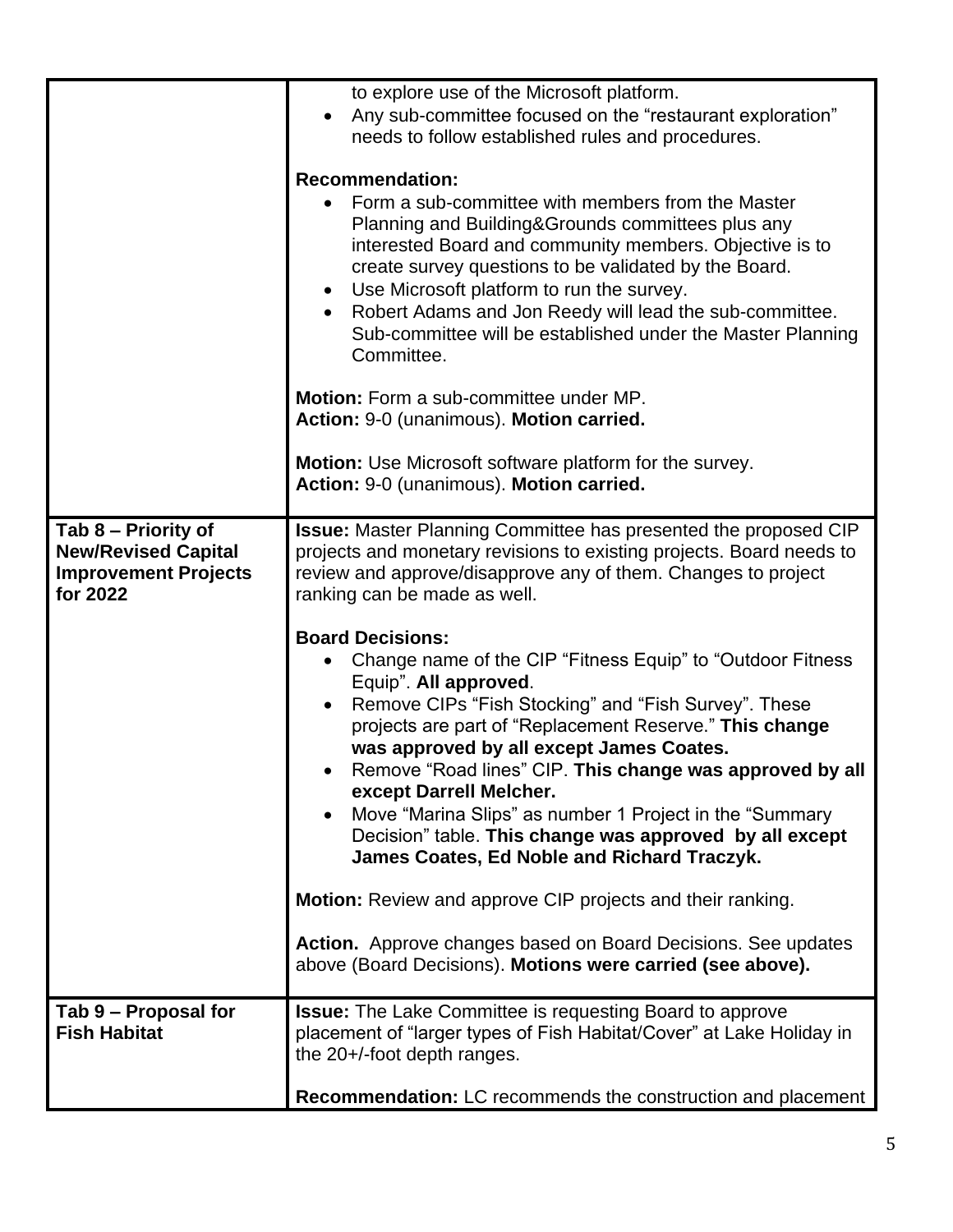| | |
|---|---|
| | to explore use of the Microsoft platform.<br>• Any sub-committee focused on the "restaurant exploration" needs to follow established rules and procedures.<br><br>**Recommendation:**<br>• Form a sub-committee with members from the Master Planning and Building&Grounds committees plus any interested Board and community members. Objective is to create survey questions to be validated by the Board.<br>• Use Microsoft platform to run the survey.<br>• Robert Adams and Jon Reedy will lead the sub-committee. Sub-committee will be established under the Master Planning Committee.<br><br>**Motion:** Form a sub-committee under MP.<br>**Action:** 9-0 (unanimous). **Motion carried.**<br><br>**Motion:** Use Microsoft software platform for the survey.<br>**Action:** 9-0 (unanimous). **Motion carried.** |
| **Tab 8 – Priority of New/Revised Capital Improvement Projects for 2022** | **Issue:** Master Planning Committee has presented the proposed CIP projects and monetary revisions to existing projects. Board needs to review and approve/disapprove any of them. Changes to project ranking can be made as well.<br><br>**Board Decisions:**<br>• Change name of the CIP "Fitness Equip" to "Outdoor Fitness Equip". **All approved**.<br>• Remove CIPs "Fish Stocking" and "Fish Survey". These projects are part of "Replacement Reserve." **This change was approved by all except James Coates.**<br>• Remove "Road lines" CIP. **This change was approved by all except Darrell Melcher.**<br>• Move "Marina Slips" as number 1 Project in the "Summary Decision" table. **This change was approved by all except James Coates, Ed Noble and Richard Traczyk.**<br><br>**Motion:** Review and approve CIP projects and their ranking.<br><br>**Action.** Approve changes based on Board Decisions. See updates above (Board Decisions). **Motions were carried (see above).** |
| **Tab 9 – Proposal for Fish Habitat** | **Issue:** The Lake Committee is requesting Board to approve placement of "larger types of Fish Habitat/Cover" at Lake Holiday in the 20+/-foot depth ranges.<br><br>**Recommendation:** LC recommends the construction and placement |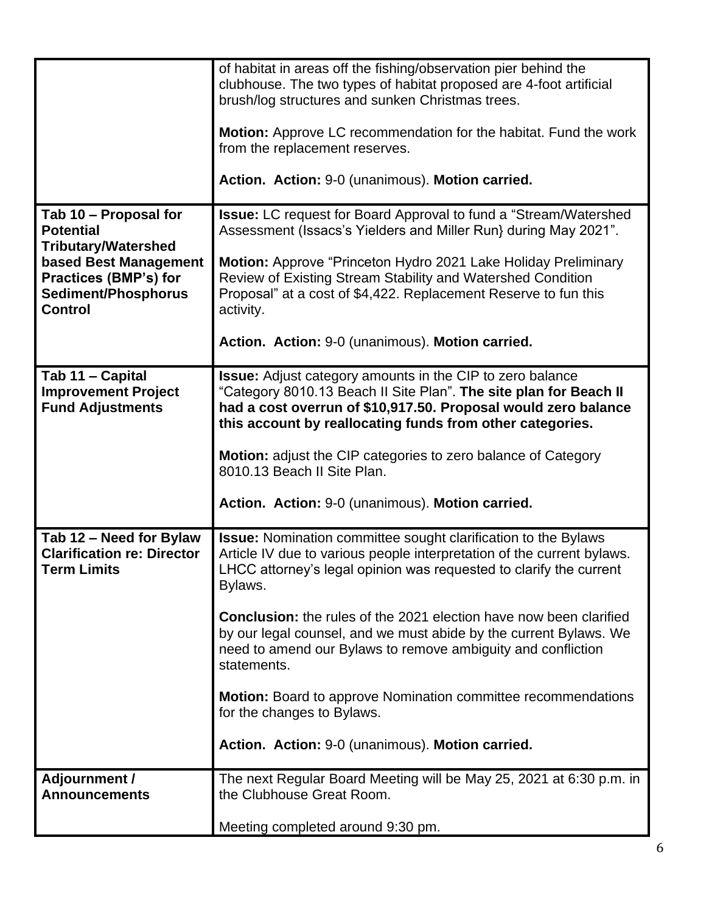| | |
|---|---|
| | of habitat in areas off the fishing/observation pier behind the clubhouse. The two types of habitat proposed are 4-foot artificial brush/log structures and sunken Christmas trees.<br><br>**Motion:** Approve LC recommendation for the habitat. Fund the work from the replacement reserves.<br><br>**Action. Action:** 9-0 (unanimous). **Motion carried.** |
| **Tab 10 – Proposal for Potential Tributary/Watershed based Best Management Practices (BMP's) for Sediment/Phosphorus Control** | **Issue:** LC request for Board Approval to fund a "Stream/Watershed Assessment (Issacs's Yielders and Miller Run} during May 2021".<br><br>**Motion:** Approve "Princeton Hydro 2021 Lake Holiday Preliminary Review of Existing Stream Stability and Watershed Condition Proposal" at a cost of $4,422. Replacement Reserve to fun this activity.<br><br>**Action. Action:** 9-0 (unanimous). **Motion carried.** |
| **Tab 11 – Capital Improvement Project Fund Adjustments** | **Issue:** Adjust category amounts in the CIP to zero balance "Category 8010.13 Beach II Site Plan". **The site plan for Beach II had a cost overrun of $10,917.50. Proposal would zero balance this account by reallocating funds from other categories.**<br><br>**Motion:** adjust the CIP categories to zero balance of Category 8010.13 Beach II Site Plan.<br><br>**Action. Action:** 9-0 (unanimous). **Motion carried.** |
| **Tab 12 – Need for Bylaw Clarification re: Director Term Limits** | **Issue:** Nomination committee sought clarification to the Bylaws Article IV due to various people interpretation of the current bylaws. LHCC attorney's legal opinion was requested to clarify the current Bylaws.<br><br>**Conclusion:** the rules of the 2021 election have now been clarified by our legal counsel, and we must abide by the current Bylaws. We need to amend our Bylaws to remove ambiguity and confliction statements.<br><br>**Motion:** Board to approve Nomination committee recommendations for the changes to Bylaws.<br><br>**Action. Action:** 9-0 (unanimous). **Motion carried.** |
| **Adjournment / Announcements** | The next Regular Board Meeting will be May 25, 2021 at 6:30 p.m. in the Clubhouse Great Room.<br><br>Meeting completed around 9:30 pm. |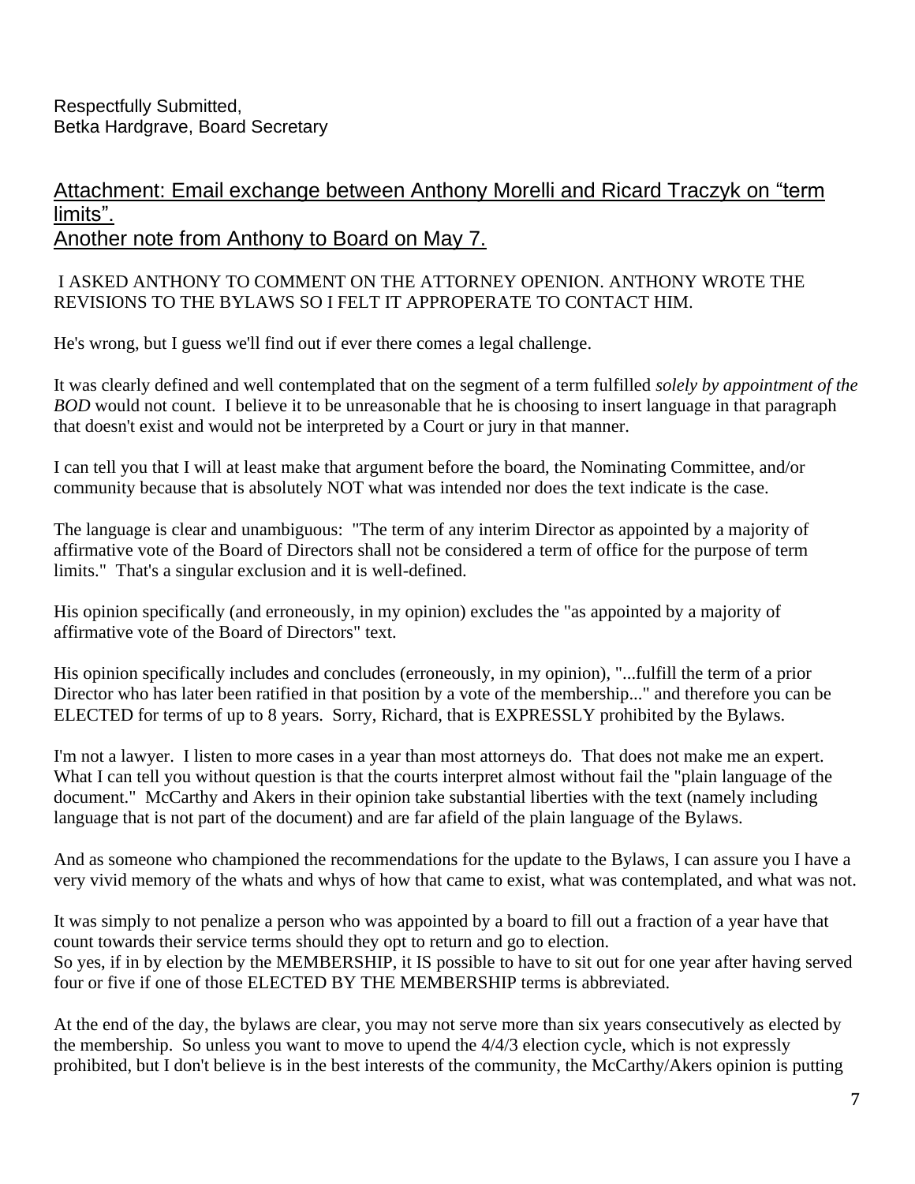Respectfully Submitted,
Betka Hardgrave, Board Secretary

## Attachment: Email exchange between Anthony Morelli and Ricard Traczyk on "term limits".
## Another note from Anthony to Board on May 7.

I ASKED ANTHONY TO COMMENT ON THE ATTORNEY OPENION. ANTHONY WROTE THE REVISIONS TO THE BYLAWS SO I FELT IT APPROPERATE TO CONTACT HIM.

He's wrong, but I guess we'll find out if ever there comes a legal challenge.

It was clearly defined and well contemplated that on the segment of a term fulfilled *solely by appointment of the BOD* would not count. I believe it to be unreasonable that he is choosing to insert language in that paragraph that doesn't exist and would not be interpreted by a Court or jury in that manner.

I can tell you that I will at least make that argument before the board, the Nominating Committee, and/or community because that is absolutely NOT what was intended nor does the text indicate is the case.

The language is clear and unambiguous: "The term of any interim Director as appointed by a majority of affirmative vote of the Board of Directors shall not be considered a term of office for the purpose of term limits." That's a singular exclusion and it is well-defined.

His opinion specifically (and erroneously, in my opinion) excludes the "as appointed by a majority of affirmative vote of the Board of Directors" text.

His opinion specifically includes and concludes (erroneously, in my opinion), "...fulfill the term of a prior Director who has later been ratified in that position by a vote of the membership..." and therefore you can be ELECTED for terms of up to 8 years. Sorry, Richard, that is EXPRESSLY prohibited by the Bylaws.

I'm not a lawyer. I listen to more cases in a year than most attorneys do. That does not make me an expert. What I can tell you without question is that the courts interpret almost without fail the "plain language of the document." McCarthy and Akers in their opinion take substantial liberties with the text (namely including language that is not part of the document) and are far afield of the plain language of the Bylaws.

And as someone who championed the recommendations for the update to the Bylaws, I can assure you I have a very vivid memory of the whats and whys of how that came to exist, what was contemplated, and what was not.

It was simply to not penalize a person who was appointed by a board to fill out a fraction of a year have that count towards their service terms should they opt to return and go to election.
So yes, if in by election by the MEMBERSHIP, it IS possible to have to sit out for one year after having served four or five if one of those ELECTED BY THE MEMBERSHIP terms is abbreviated.

At the end of the day, the bylaws are clear, you may not serve more than six years consecutively as elected by the membership. So unless you want to move to upend the 4/4/3 election cycle, which is not expressly prohibited, but I don't believe is in the best interests of the community, the McCarthy/Akers opinion is putting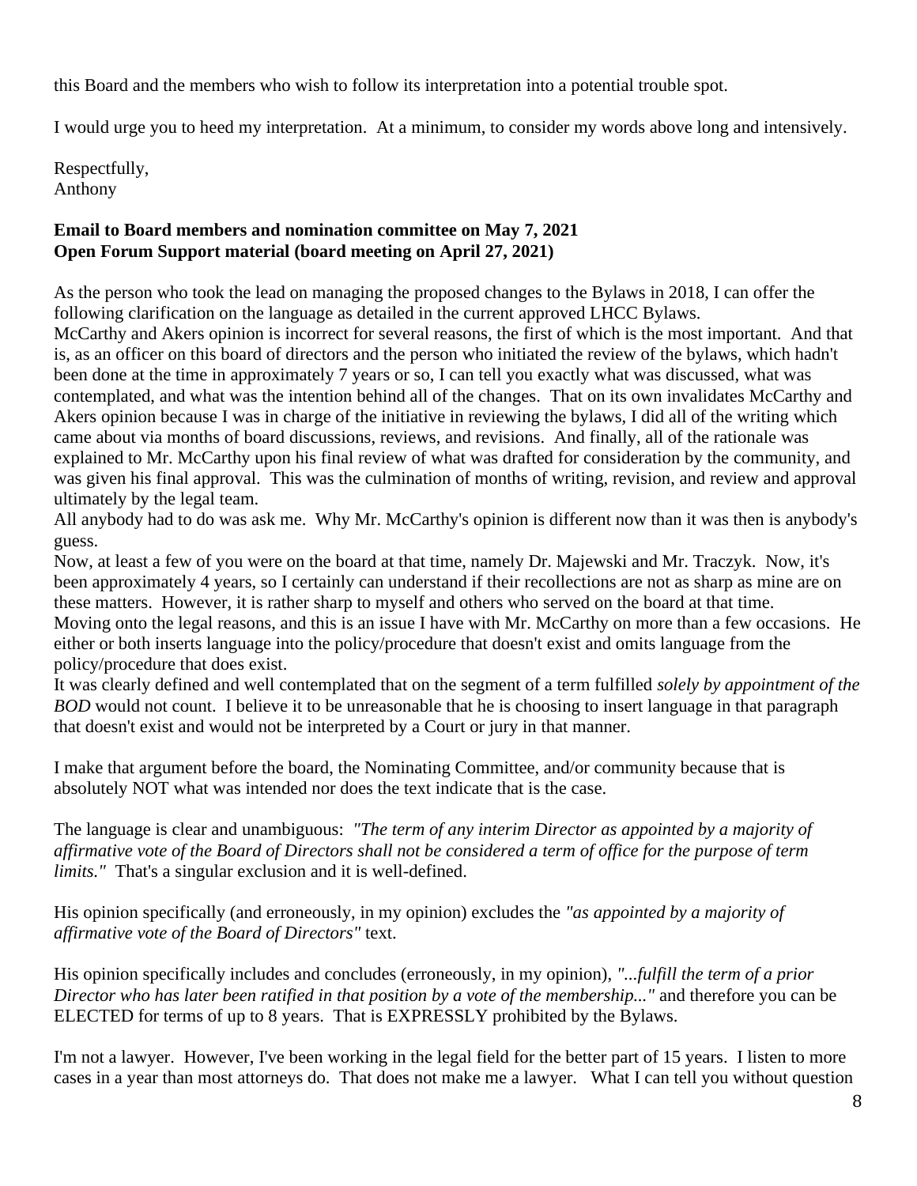this Board and the members who wish to follow its interpretation into a potential trouble spot.

I would urge you to heed my interpretation. At a minimum, to consider my words above long and intensively.

Respectfully,
Anthony

**Email to Board members and nomination committee on May 7, 2021**
**Open Forum Support material (board meeting on April 27, 2021)**

As the person who took the lead on managing the proposed changes to the Bylaws in 2018, I can offer the following clarification on the language as detailed in the current approved LHCC Bylaws.
McCarthy and Akers opinion is incorrect for several reasons, the first of which is the most important. And that is, as an officer on this board of directors and the person who initiated the review of the bylaws, which hadn't been done at the time in approximately 7 years or so, I can tell you exactly what was discussed, what was contemplated, and what was the intention behind all of the changes. That on its own invalidates McCarthy and Akers opinion because I was in charge of the initiative in reviewing the bylaws, I did all of the writing which came about via months of board discussions, reviews, and revisions. And finally, all of the rationale was explained to Mr. McCarthy upon his final review of what was drafted for consideration by the community, and was given his final approval. This was the culmination of months of writing, revision, and review and approval ultimately by the legal team.
All anybody had to do was ask me. Why Mr. McCarthy's opinion is different now than it was then is anybody's guess.
Now, at least a few of you were on the board at that time, namely Dr. Majewski and Mr. Traczyk. Now, it's been approximately 4 years, so I certainly can understand if their recollections are not as sharp as mine are on these matters. However, it is rather sharp to myself and others who served on the board at that time.
Moving onto the legal reasons, and this is an issue I have with Mr. McCarthy on more than a few occasions. He either or both inserts language into the policy/procedure that doesn't exist and omits language from the policy/procedure that does exist.
It was clearly defined and well contemplated that on the segment of a term fulfilled *solely by appointment of the BOD* would not count. I believe it to be unreasonable that he is choosing to insert language in that paragraph that doesn't exist and would not be interpreted by a Court or jury in that manner.

I make that argument before the board, the Nominating Committee, and/or community because that is absolutely NOT what was intended nor does the text indicate that is the case.

The language is clear and unambiguous: *"The term of any interim Director as appointed by a majority of affirmative vote of the Board of Directors shall not be considered a term of office for the purpose of term limits."* That's a singular exclusion and it is well-defined.

His opinion specifically (and erroneously, in my opinion) excludes the *"as appointed by a majority of affirmative vote of the Board of Directors"* text.

His opinion specifically includes and concludes (erroneously, in my opinion), *"...fulfill the term of a prior Director who has later been ratified in that position by a vote of the membership..."* and therefore you can be ELECTED for terms of up to 8 years. That is EXPRESSLY prohibited by the Bylaws.

I'm not a lawyer. However, I've been working in the legal field for the better part of 15 years. I listen to more cases in a year than most attorneys do. That does not make me a lawyer. What I can tell you without question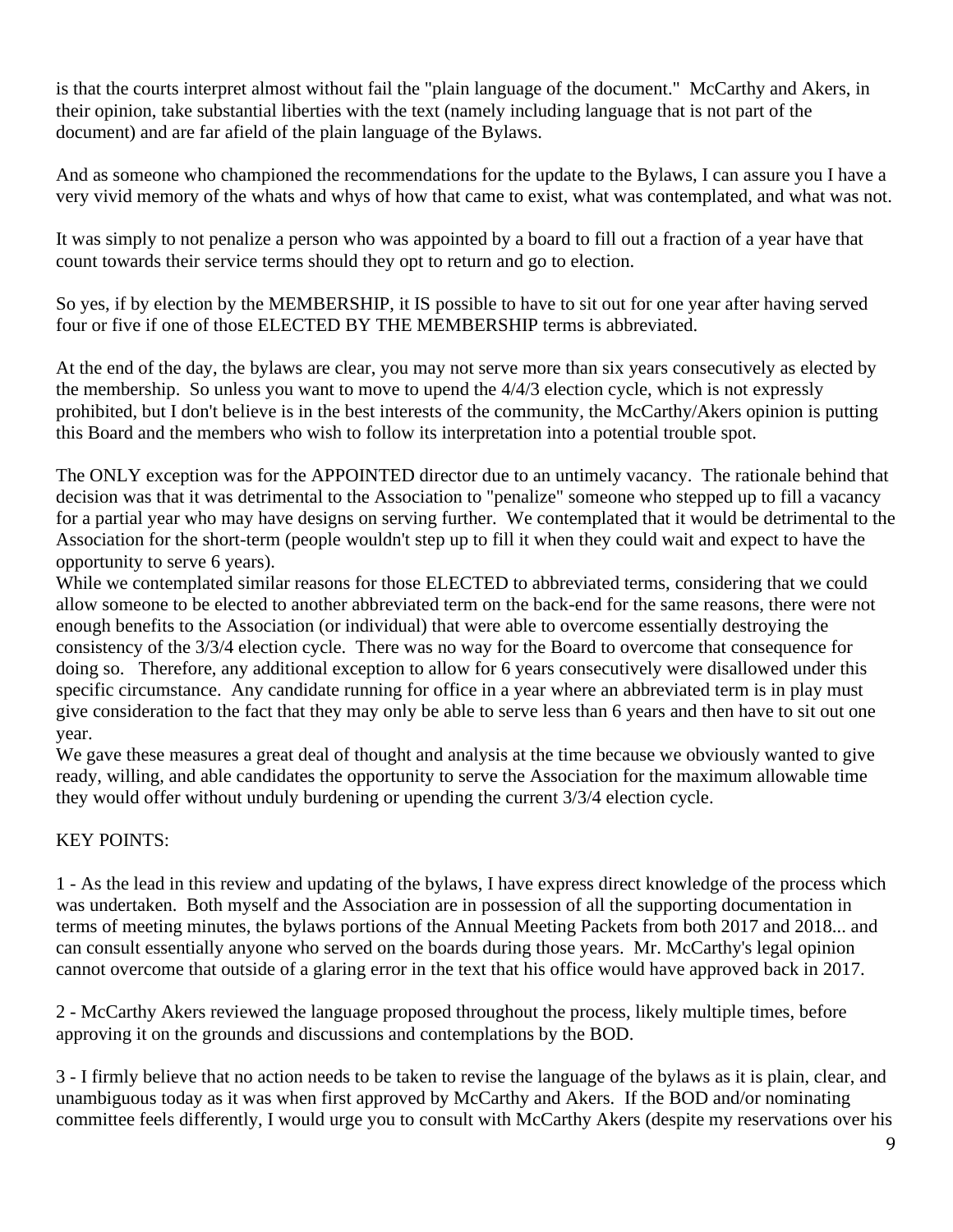is that the courts interpret almost without fail the "plain language of the document." McCarthy and Akers, in their opinion, take substantial liberties with the text (namely including language that is not part of the document) and are far afield of the plain language of the Bylaws.

And as someone who championed the recommendations for the update to the Bylaws, I can assure you I have a very vivid memory of the whats and whys of how that came to exist, what was contemplated, and what was not.

It was simply to not penalize a person who was appointed by a board to fill out a fraction of a year have that count towards their service terms should they opt to return and go to election.

So yes, if by election by the MEMBERSHIP, it IS possible to have to sit out for one year after having served four or five if one of those ELECTED BY THE MEMBERSHIP terms is abbreviated.

At the end of the day, the bylaws are clear, you may not serve more than six years consecutively as elected by the membership. So unless you want to move to upend the 4/4/3 election cycle, which is not expressly prohibited, but I don't believe is in the best interests of the community, the McCarthy/Akers opinion is putting this Board and the members who wish to follow its interpretation into a potential trouble spot.

The ONLY exception was for the APPOINTED director due to an untimely vacancy. The rationale behind that decision was that it was detrimental to the Association to "penalize" someone who stepped up to fill a vacancy for a partial year who may have designs on serving further. We contemplated that it would be detrimental to the Association for the short-term (people wouldn't step up to fill it when they could wait and expect to have the opportunity to serve 6 years).

While we contemplated similar reasons for those ELECTED to abbreviated terms, considering that we could allow someone to be elected to another abbreviated term on the back-end for the same reasons, there were not enough benefits to the Association (or individual) that were able to overcome essentially destroying the consistency of the 3/3/4 election cycle. There was no way for the Board to overcome that consequence for doing so. Therefore, any additional exception to allow for 6 years consecutively were disallowed under this specific circumstance. Any candidate running for office in a year where an abbreviated term is in play must give consideration to the fact that they may only be able to serve less than 6 years and then have to sit out one year.

We gave these measures a great deal of thought and analysis at the time because we obviously wanted to give ready, willing, and able candidates the opportunity to serve the Association for the maximum allowable time they would offer without unduly burdening or upending the current 3/3/4 election cycle.

KEY POINTS:

1 - As the lead in this review and updating of the bylaws, I have express direct knowledge of the process which was undertaken. Both myself and the Association are in possession of all the supporting documentation in terms of meeting minutes, the bylaws portions of the Annual Meeting Packets from both 2017 and 2018... and can consult essentially anyone who served on the boards during those years. Mr. McCarthy's legal opinion cannot overcome that outside of a glaring error in the text that his office would have approved back in 2017.

2 - McCarthy Akers reviewed the language proposed throughout the process, likely multiple times, before approving it on the grounds and discussions and contemplations by the BOD.

3 - I firmly believe that no action needs to be taken to revise the language of the bylaws as it is plain, clear, and unambiguous today as it was when first approved by McCarthy and Akers. If the BOD and/or nominating committee feels differently, I would urge you to consult with McCarthy Akers (despite my reservations over his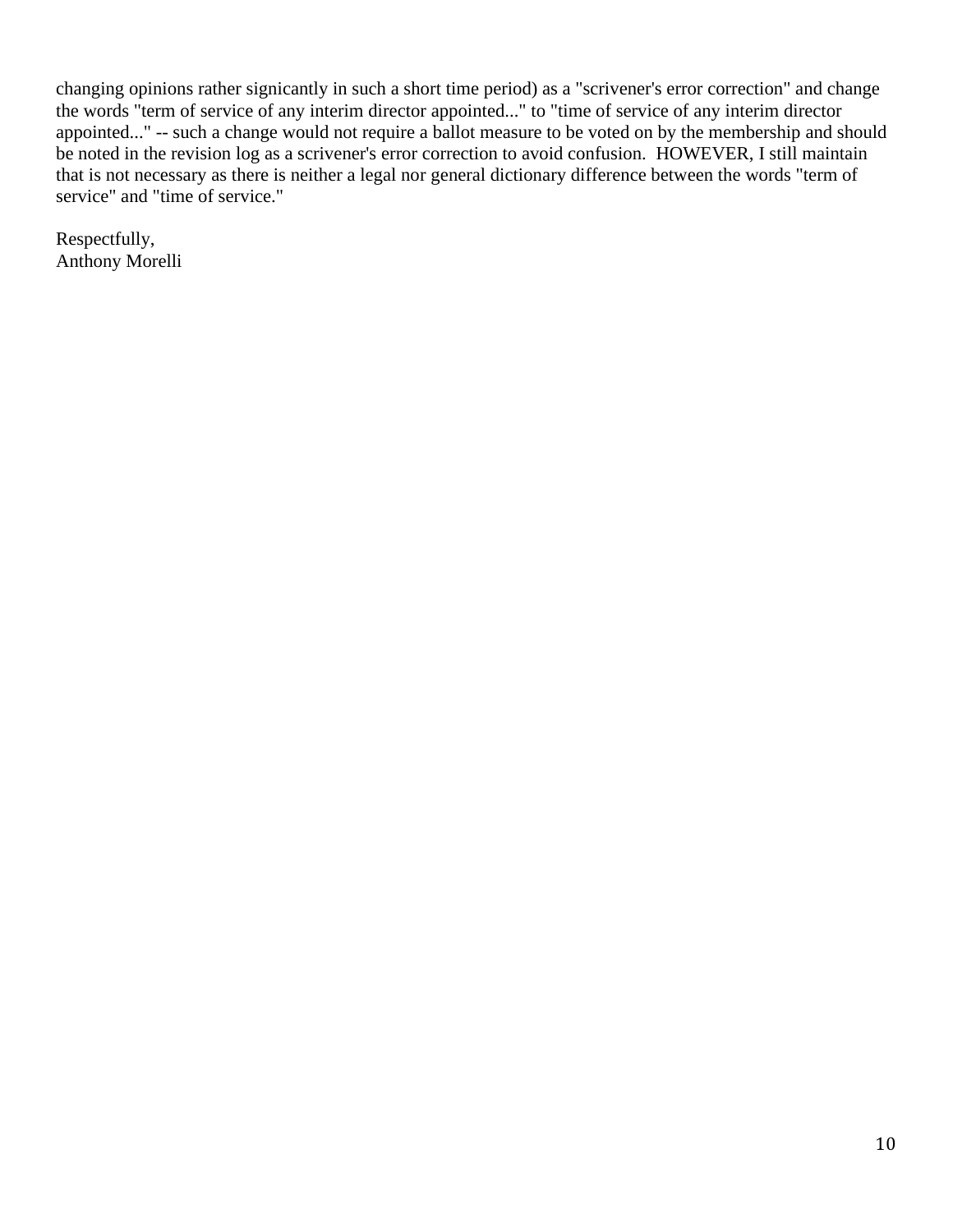changing opinions rather signicantly in such a short time period) as a "scrivener's error correction" and change the words "term of service of any interim director appointed..." to "time of service of any interim director appointed..." -- such a change would not require a ballot measure to be voted on by the membership and should be noted in the revision log as a scrivener's error correction to avoid confusion. HOWEVER, I still maintain that is not necessary as there is neither a legal nor general dictionary difference between the words "term of service" and "time of service."

Respectfully,
Anthony Morelli